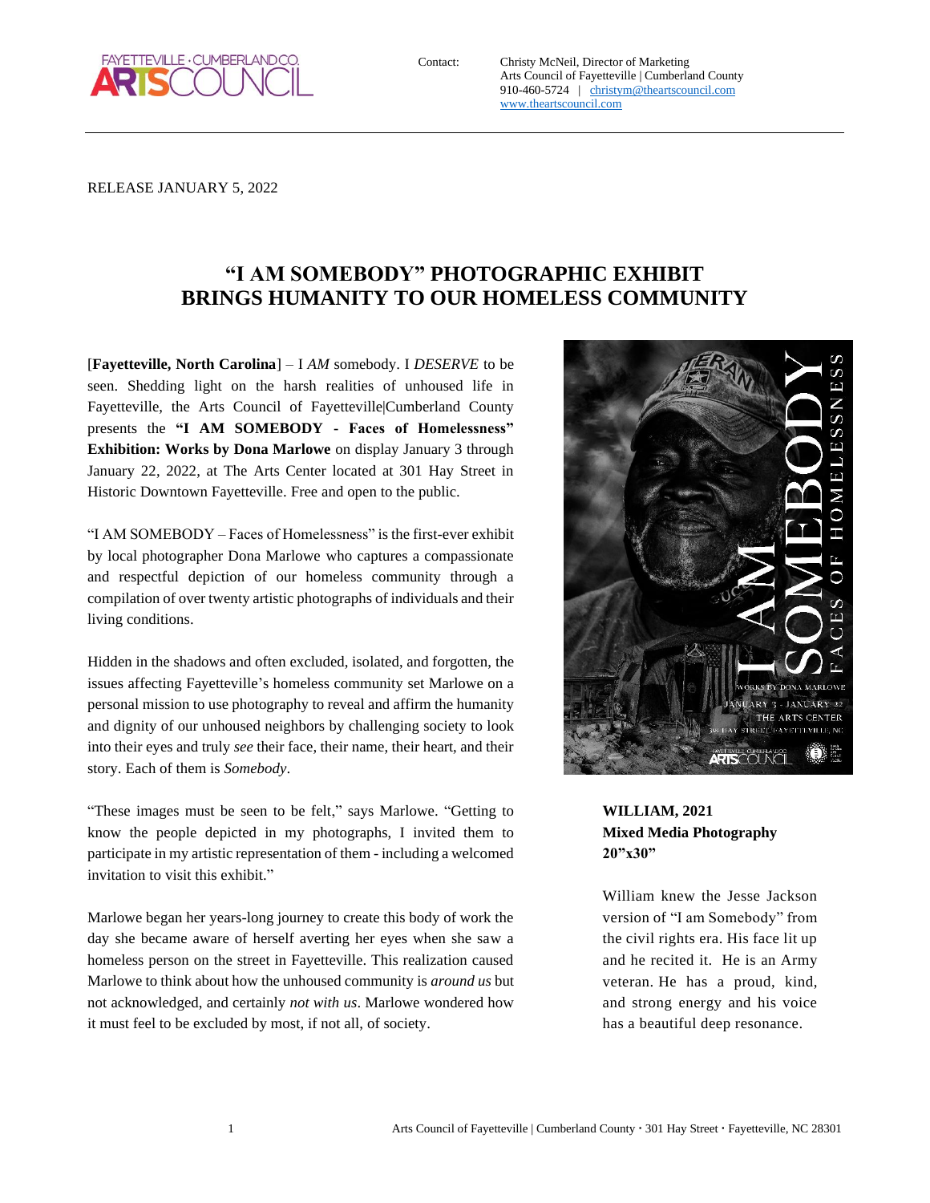FAYETTEVILLE · CUMBERLAND CO. ARTS COUNCIL

Contact: Christy McNeil, Director of Marketing
Arts Council of Fayetteville | Cumberland County
910-460-5724 | christym@theartscouncil.com
www.theartscouncil.com

RELEASE JANUARY 5, 2022

# "I AM SOMEBODY" PHOTOGRAPHIC EXHIBIT BRINGS HUMANITY TO OUR HOMELESS COMMUNITY

[**Fayetteville, North Carolina**] – I *AM* somebody. I *DESERVE* to be seen. Shedding light on the harsh realities of unhoused life in Fayetteville, the Arts Council of Fayetteville|Cumberland County presents the **"I AM SOMEBODY - Faces of Homelessness" Exhibition: Works by Dona Marlowe** on display January 3 through January 22, 2022, at The Arts Center located at 301 Hay Street in Historic Downtown Fayetteville. Free and open to the public.

"I AM SOMEBODY – Faces of Homelessness" is the first-ever exhibit by local photographer Dona Marlowe who captures a compassionate and respectful depiction of our homeless community through a compilation of over twenty artistic photographs of individuals and their living conditions.

Hidden in the shadows and often excluded, isolated, and forgotten, the issues affecting Fayetteville's homeless community set Marlowe on a personal mission to use photography to reveal and affirm the humanity and dignity of our unhoused neighbors by challenging society to look into their eyes and truly *see* their face, their name, their heart, and their story. Each of them is *Somebody*.

"These images must be seen to be felt," says Marlowe. "Getting to know the people depicted in my photographs, I invited them to participate in my artistic representation of them - including a welcomed invitation to visit this exhibit."

Marlowe began her years-long journey to create this body of work the day she became aware of herself averting her eyes when she saw a homeless person on the street in Fayetteville. This realization caused Marlowe to think about how the unhoused community is *around us* but not acknowledged, and certainly *not with us*. Marlowe wondered how it must feel to be excluded by most, if not all, of society.

**WILLIAM, 2021**
**Mixed Media Photography**
**20"x30"**

William knew the Jesse Jackson version of "I am Somebody" from the civil rights era. His face lit up and he recited it. He is an Army veteran. He has a proud, kind, and strong energy and his voice has a beautiful deep resonance.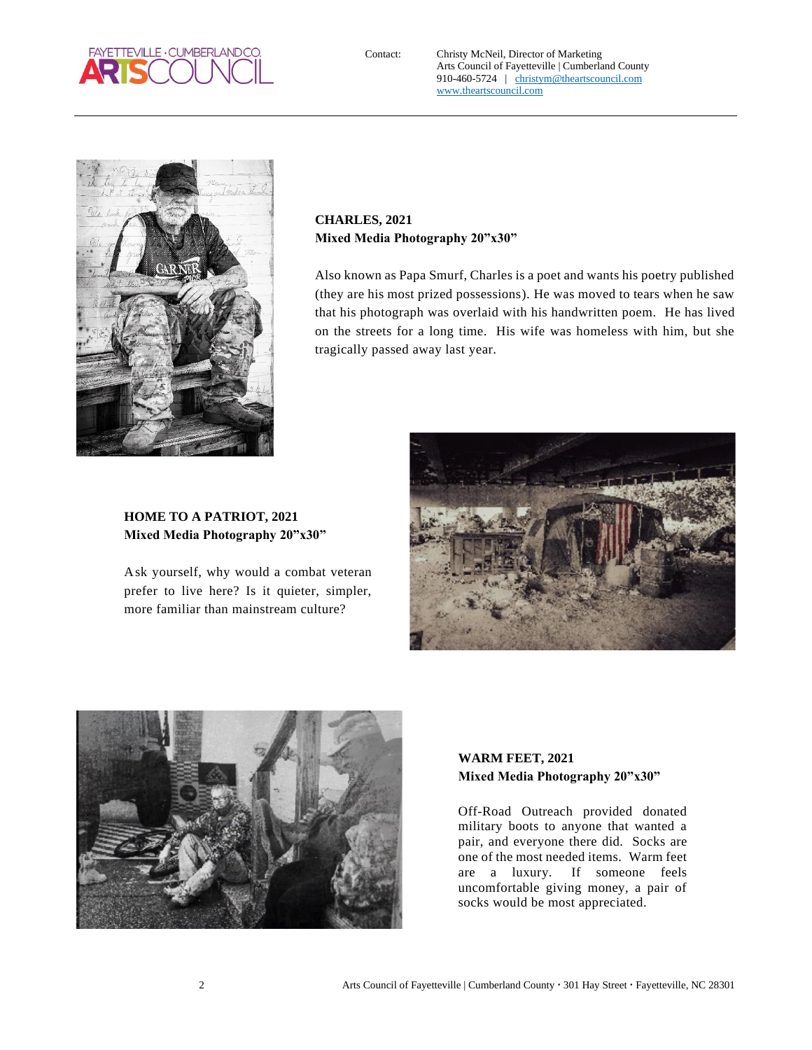Contact: Christy McNeil, Director of Marketing
Arts Council of Fayetteville | Cumberland County
910-460-5724 | christym@theartscouncil.com
www.theartscouncil.com

**CHARLES, 2021**
**Mixed Media Photography 20"x30"**

Also known as Papa Smurf, Charles is a poet and wants his poetry published (they are his most prized possessions). He was moved to tears when he saw that his photograph was overlaid with his handwritten poem. He has lived on the streets for a long time. His wife was homeless with him, but she tragically passed away last year.

**HOME TO A PATRIOT, 2021**
**Mixed Media Photography 20"x30"**

Ask yourself, why would a combat veteran prefer to live here? Is it quieter, simpler, more familiar than mainstream culture?

**WARM FEET, 2021**
**Mixed Media Photography 20"x30"**

Off-Road Outreach provided donated military boots to anyone that wanted a pair, and everyone there did. Socks are one of the most needed items. Warm feet are a luxury. If someone feels uncomfortable giving money, a pair of socks would be most appreciated.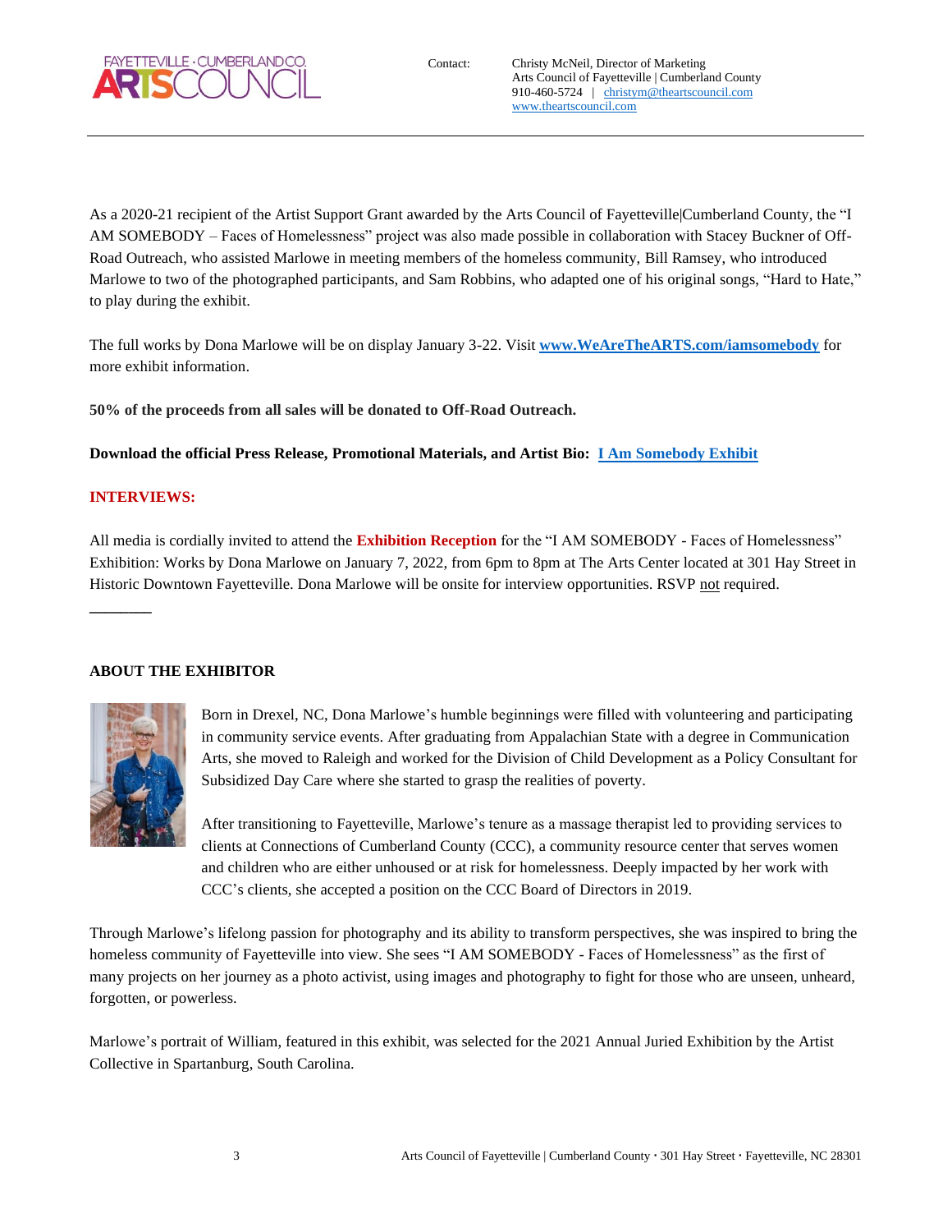Contact: Christy McNeil, Director of Marketing
Arts Council of Fayetteville | Cumberland County
910-460-5724 | christym@theartscouncil.com
www.theartscouncil.com

As a 2020-21 recipient of the Artist Support Grant awarded by the Arts Council of Fayetteville|Cumberland County, the "I AM SOMEBODY – Faces of Homelessness" project was also made possible in collaboration with Stacey Buckner of Off-Road Outreach, who assisted Marlowe in meeting members of the homeless community, Bill Ramsey, who introduced Marlowe to two of the photographed participants, and Sam Robbins, who adapted one of his original songs, "Hard to Hate," to play during the exhibit.

The full works by Dona Marlowe will be on display January 3-22. Visit **www.WeAreTheARTS.com/iamsomebody** for more exhibit information.

**50% of the proceeds from all sales will be donated to Off-Road Outreach.**

**Download the official Press Release, Promotional Materials, and Artist Bio: I Am Somebody Exhibit**

**INTERVIEWS:**

All media is cordially invited to attend the **Exhibition Reception** for the "I AM SOMEBODY - Faces of Homelessness" Exhibition: Works by Dona Marlowe on January 7, 2022, from 6pm to 8pm at The Arts Center located at 301 Hay Street in Historic Downtown Fayetteville. Dona Marlowe will be onsite for interview opportunities. RSVP not required.

---

**ABOUT THE EXHIBITOR**

Born in Drexel, NC, Dona Marlowe's humble beginnings were filled with volunteering and participating in community service events. After graduating from Appalachian State with a degree in Communication Arts, she moved to Raleigh and worked for the Division of Child Development as a Policy Consultant for Subsidized Day Care where she started to grasp the realities of poverty.

After transitioning to Fayetteville, Marlowe's tenure as a massage therapist led to providing services to clients at Connections of Cumberland County (CCC), a community resource center that serves women and children who are either unhoused or at risk for homelessness. Deeply impacted by her work with CCC's clients, she accepted a position on the CCC Board of Directors in 2019.

Through Marlowe's lifelong passion for photography and its ability to transform perspectives, she was inspired to bring the homeless community of Fayetteville into view. She sees "I AM SOMEBODY - Faces of Homelessness" as the first of many projects on her journey as a photo activist, using images and photography to fight for those who are unseen, unheard, forgotten, or powerless.

Marlowe's portrait of William, featured in this exhibit, was selected for the 2021 Annual Juried Exhibition by the Artist Collective in Spartanburg, South Carolina.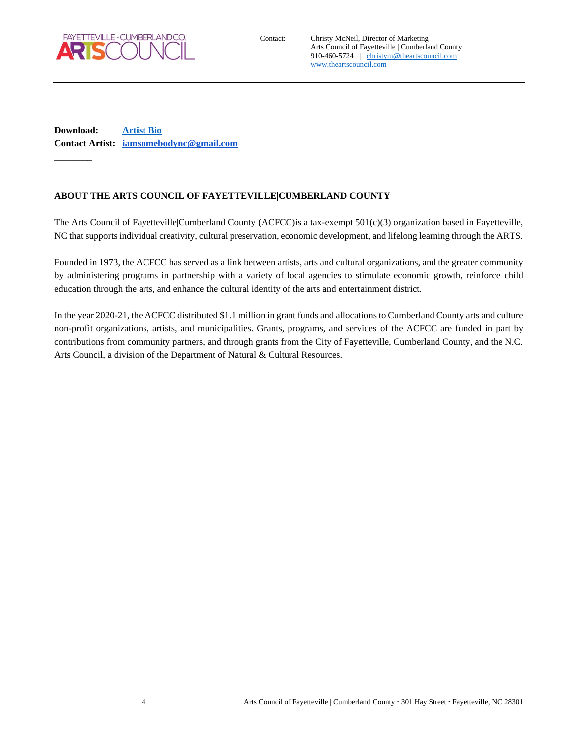Contact: Christy McNeil, Director of Marketing
Arts Council of Fayetteville | Cumberland County
910-460-5724 | christym@theartscouncil.com
www.theartscouncil.com

**Download:** Artist Bio
**Contact Artist:** iamsomebodync@gmail.com

---

**ABOUT THE ARTS COUNCIL OF FAYETTEVILLE|CUMBERLAND COUNTY**

The Arts Council of Fayetteville|Cumberland County (ACFCC)is a tax-exempt 501(c)(3) organization based in Fayetteville, NC that supports individual creativity, cultural preservation, economic development, and lifelong learning through the ARTS.

Founded in 1973, the ACFCC has served as a link between artists, arts and cultural organizations, and the greater community by administering programs in partnership with a variety of local agencies to stimulate economic growth, reinforce child education through the arts, and enhance the cultural identity of the arts and entertainment district.

In the year 2020-21, the ACFCC distributed $1.1 million in grant funds and allocations to Cumberland County arts and culture non-profit organizations, artists, and municipalities. Grants, programs, and services of the ACFCC are funded in part by contributions from community partners, and through grants from the City of Fayetteville, Cumberland County, and the N.C. Arts Council, a division of the Department of Natural & Cultural Resources.